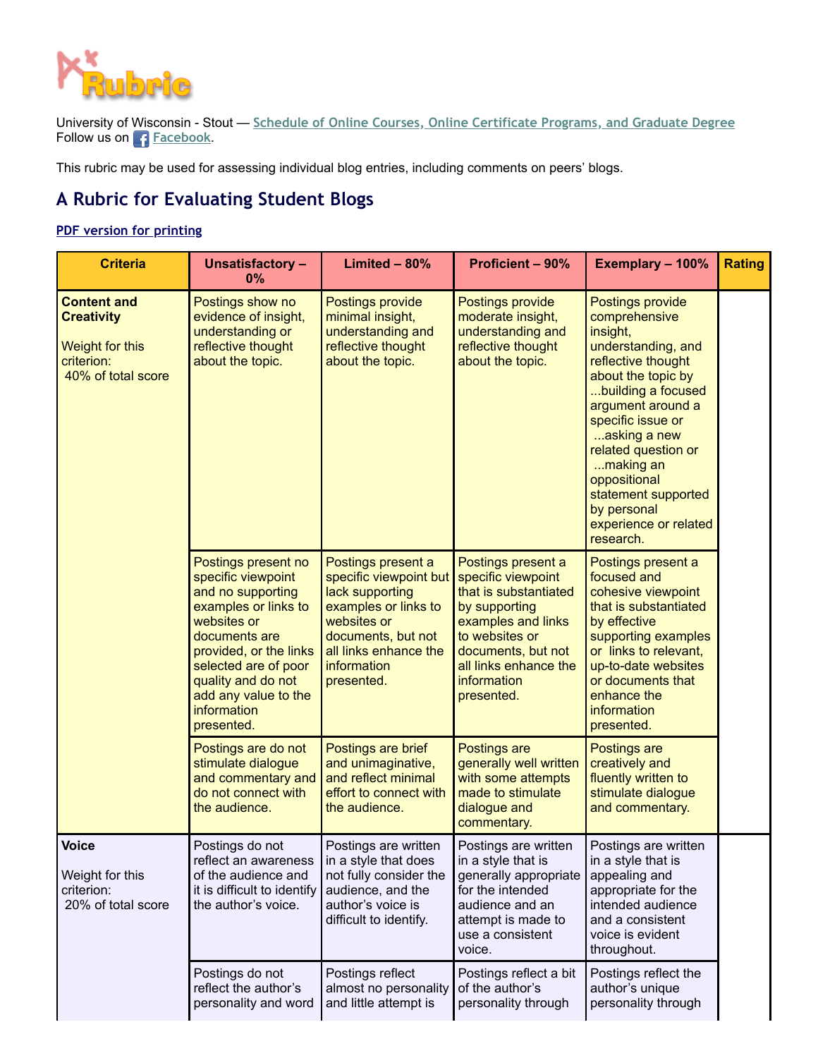University of Wisconsin - Stout — [Schedule of Online Courses, Online Certificate Programs, and Graduate Degree](#)
Follow us on [Facebook](#).

This rubric may be used for assessing individual blog entries, including comments on peers' blogs.

## A Rubric for Evaluating Student Blogs

[PDF version for printing](#)

| Criteria | Unsatisfactory – 0% | Limited – 80% | Proficient – 90% | Exemplary – 100% | Rating |
|---|---|---|---|---|---|
| **Content and Creativity**<br><br>Weight for this criterion: 40% of total score | Postings show no evidence of insight, understanding or reflective thought about the topic. | Postings provide minimal insight, understanding and reflective thought about the topic. | Postings provide moderate insight, understanding and reflective thought about the topic. | Postings provide comprehensive insight, understanding, and reflective thought about the topic by ...building a focused argument around a specific issue or ...asking a new related question or ...making an oppositional statement supported by personal experience or related research. | |
| | Postings present no specific viewpoint and no supporting examples or links to websites or documents are provided, or the links selected are of poor quality and do not add any value to the information presented. | Postings present a specific viewpoint but lack supporting examples or links to websites or documents, but not all links enhance the information presented. | Postings present a specific viewpoint that is substantiated by supporting examples and links to websites or documents, but not all links enhance the information presented. | Postings present a focused and cohesive viewpoint that is substantiated by effective supporting examples or links to relevant, up-to-date websites or documents that enhance the information presented. | |
| | Postings are do not stimulate dialogue and commentary and do not connect with the audience. | Postings are brief and unimaginative, and reflect minimal effort to connect with the audience. | Postings are generally well written with some attempts made to stimulate dialogue and commentary. | Postings are creatively and fluently written to stimulate dialogue and commentary. | |
| **Voice**<br><br>Weight for this criterion: 20% of total score | Postings do not reflect an awareness of the audience and it is difficult to identify the author's voice. | Postings are written in a style that does not fully consider the audience, and the author's voice is difficult to identify. | Postings are written in a style that is generally appropriate for the intended audience and an attempt is made to use a consistent voice. | Postings are written in a style that is appealing and appropriate for the intended audience and a consistent voice is evident throughout. | |
| | Postings do not reflect the author's personality and word | Postings reflect almost no personality and little attempt is | Postings reflect a bit of the author's personality through | Postings reflect the author's unique personality through | |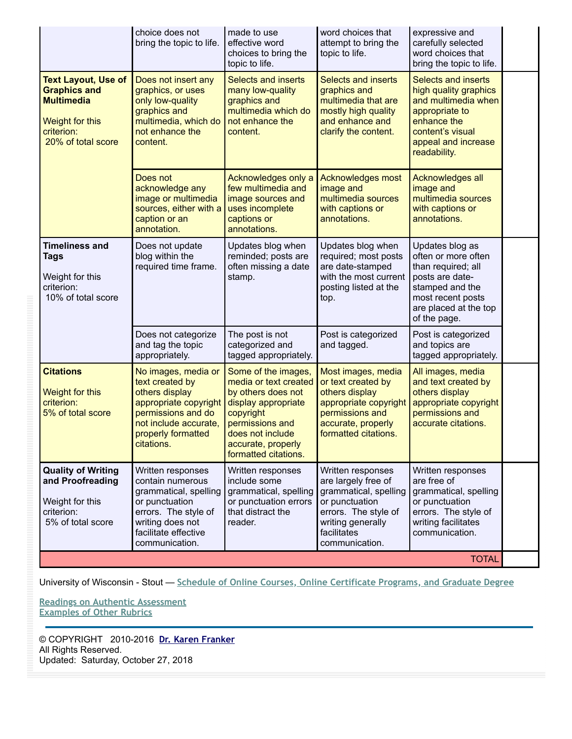| | | | | | |
|---|---|---|---|---|---|
| | choice does not bring the topic to life. | made to use effective word choices to bring the topic to life. | word choices that attempt to bring the topic to life. | expressive and carefully selected word choices that bring the topic to life. | |
| **Text Layout, Use of Graphics and Multimedia** Weight for this criterion: 20% of total score | Does not insert any graphics, or uses only low-quality graphics and multimedia, which do not enhance the content. | Selects and inserts many low-quality graphics and multimedia which do not enhance the content. | Selects and inserts graphics and multimedia that are mostly high quality and enhance and clarify the content. | Selects and inserts high quality graphics and multimedia when appropriate to enhance the content's visual appeal and increase readability. | |
| | Does not acknowledge any image or multimedia sources, either with a caption or an annotation. | Acknowledges only a few multimedia and image sources and uses incomplete captions or annotations. | Acknowledges most image and multimedia sources with captions or annotations. | Acknowledges all image and multimedia sources with captions or annotations. | |
| **Timeliness and Tags** Weight for this criterion: 10% of total score | Does not update blog within the required time frame. | Updates blog when reminded; posts are often missing a date stamp. | Updates blog when required; most posts are date-stamped with the most current posting listed at the top. | Updates blog as often or more often than required; all posts are date-stamped and the most recent posts are placed at the top of the page. | |
| | Does not categorize and tag the topic appropriately. | The post is not categorized and tagged appropriately. | Post is categorized and tagged. | Post is categorized and topics are tagged appropriately. | |
| **Citations** Weight for this criterion: 5% of total score | No images, media or text created by others display appropriate copyright permissions and do not include accurate, properly formatted citations. | Some of the images, media or text created by others does not display appropriate copyright permissions and does not include accurate, properly formatted citations. | Most images, media or text created by others display appropriate copyright permissions and accurate, properly formatted citations. | All images, media and text created by others display appropriate copyright permissions and accurate citations. | |
| **Quality of Writing and Proofreading** Weight for this criterion: 5% of total score | Written responses contain numerous grammatical, spelling or punctuation errors. The style of writing does not facilitate effective communication. | Written responses include some grammatical, spelling or punctuation errors that distract the reader. | Written responses are largely free of grammatical, spelling or punctuation errors. The style of writing generally facilitates communication. | Written responses are free of grammatical, spelling or punctuation errors. The style of writing facilitates communication. | |
| | | | | TOTAL | |

University of Wisconsin - Stout — **Schedule of Online Courses, Online Certificate Programs, and Graduate Degree**

**Readings on Authentic Assessment**
**Examples of Other Rubrics**

© COPYRIGHT 2010-2016 **Dr. Karen Franker**
All Rights Reserved.
Updated: Saturday, October 27, 2018